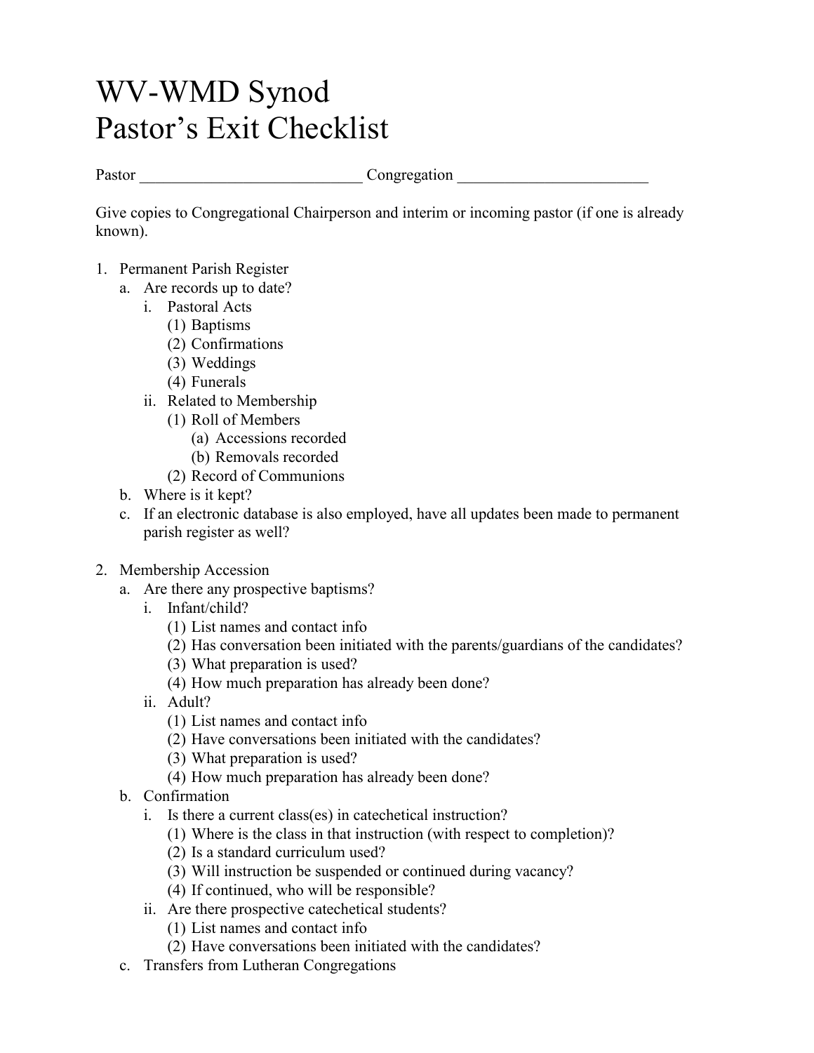# WV-WMD Synod
# Pastor's Exit Checklist

Pastor ____________________________ Congregation ________________________

Give copies to Congregational Chairperson and interim or incoming pastor (if one is already known).

1. Permanent Parish Register
   a. Are records up to date?
      i. Pastoral Acts
         (1) Baptisms
         (2) Confirmations
         (3) Weddings
         (4) Funerals
      ii. Related to Membership
         (1) Roll of Members
            (a) Accessions recorded
            (b) Removals recorded
         (2) Record of Communions
   b. Where is it kept?
   c. If an electronic database is also employed, have all updates been made to permanent parish register as well?

2. Membership Accession
   a. Are there any prospective baptisms?
      i. Infant/child?
         (1) List names and contact info
         (2) Has conversation been initiated with the parents/guardians of the candidates?
         (3) What preparation is used?
         (4) How much preparation has already been done?
      ii. Adult?
         (1) List names and contact info
         (2) Have conversations been initiated with the candidates?
         (3) What preparation is used?
         (4) How much preparation has already been done?
   b. Confirmation
      i. Is there a current class(es) in catechetical instruction?
         (1) Where is the class in that instruction (with respect to completion)?
         (2) Is a standard curriculum used?
         (3) Will instruction be suspended or continued during vacancy?
         (4) If continued, who will be responsible?
      ii. Are there prospective catechetical students?
         (1) List names and contact info
         (2) Have conversations been initiated with the candidates?
   c. Transfers from Lutheran Congregations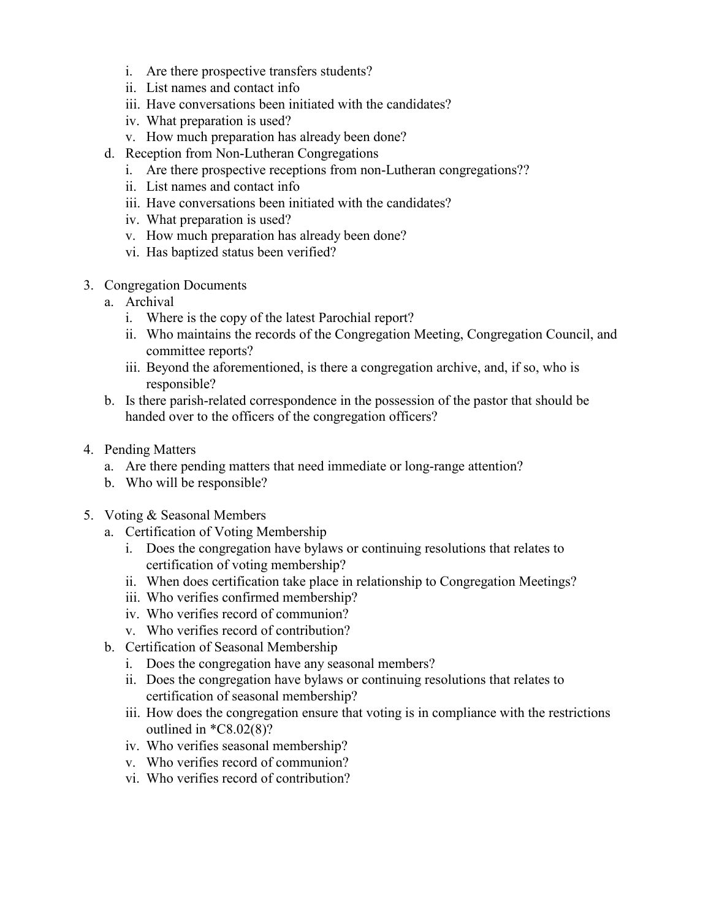i. Are there prospective transfers students?
ii. List names and contact info
iii. Have conversations been initiated with the candidates?
iv. What preparation is used?
v. How much preparation has already been done?

d. Reception from Non-Lutheran Congregations
   i. Are there prospective receptions from non-Lutheran congregations??
   ii. List names and contact info
   iii. Have conversations been initiated with the candidates?
   iv. What preparation is used?
   v. How much preparation has already been done?
   vi. Has baptized status been verified?

3. Congregation Documents
   a. Archival
      i. Where is the copy of the latest Parochial report?
      ii. Who maintains the records of the Congregation Meeting, Congregation Council, and committee reports?
      iii. Beyond the aforementioned, is there a congregation archive, and, if so, who is responsible?
   b. Is there parish-related correspondence in the possession of the pastor that should be handed over to the officers of the congregation officers?

4. Pending Matters
   a. Are there pending matters that need immediate or long-range attention?
   b. Who will be responsible?

5. Voting & Seasonal Members
   a. Certification of Voting Membership
      i. Does the congregation have bylaws or continuing resolutions that relates to certification of voting membership?
      ii. When does certification take place in relationship to Congregation Meetings?
      iii. Who verifies confirmed membership?
      iv. Who verifies record of communion?
      v. Who verifies record of contribution?
   b. Certification of Seasonal Membership
      i. Does the congregation have any seasonal members?
      ii. Does the congregation have bylaws or continuing resolutions that relates to certification of seasonal membership?
      iii. How does the congregation ensure that voting is in compliance with the restrictions outlined in *C8.02(8)?
      iv. Who verifies seasonal membership?
      v. Who verifies record of communion?
      vi. Who verifies record of contribution?